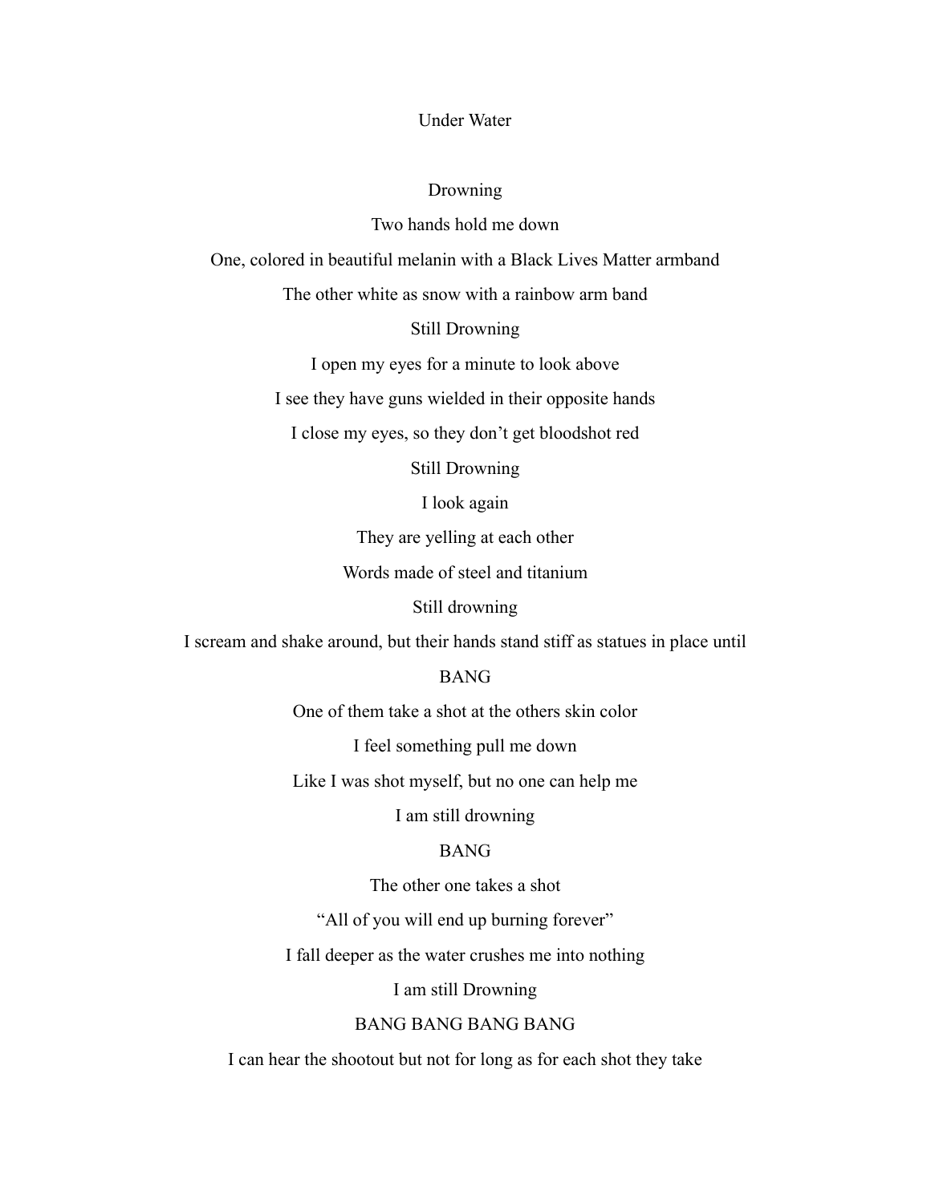# Under Water

Drowning

Two hands hold me down

One, colored in beautiful melanin with a Black Lives Matter armband

The other white as snow with a rainbow arm band

Still Drowning

I open my eyes for a minute to look above

I see they have guns wielded in their opposite hands

I close my eyes, so they don't get bloodshot red

Still Drowning

I look again

They are yelling at each other

Words made of steel and titanium

Still drowning

I scream and shake around, but their hands stand stiff as statues in place until

BANG

One of them take a shot at the others skin color

I feel something pull me down

Like I was shot myself, but no one can help me

I am still drowning

BANG

The other one takes a shot

"All of you will end up burning forever"

I fall deeper as the water crushes me into nothing

I am still Drowning

BANG BANG BANG BANG

I can hear the shootout but not for long as for each shot they take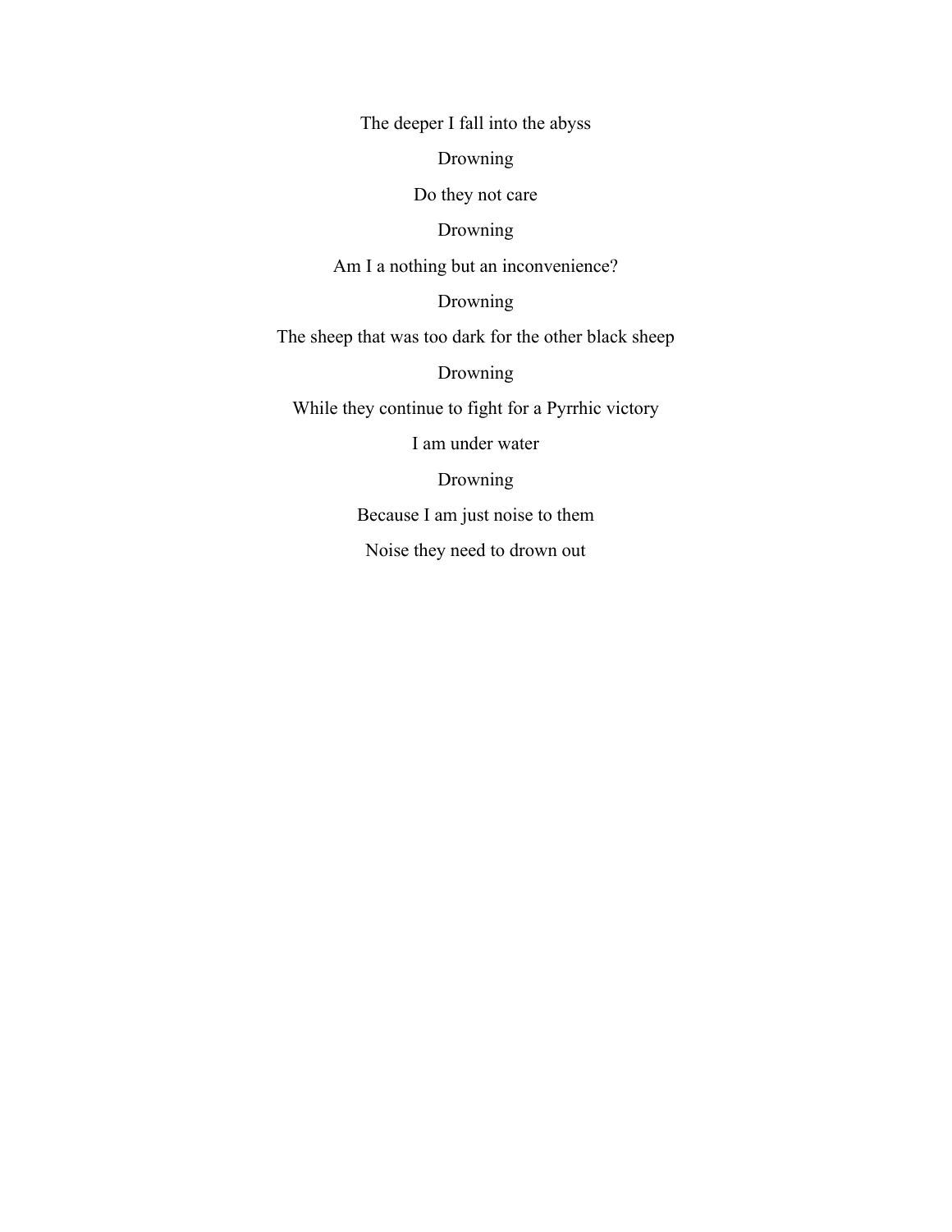The deeper I fall into the abyss

Drowning

Do they not care

Drowning

Am I a nothing but an inconvenience?

Drowning

The sheep that was too dark for the other black sheep

Drowning

While they continue to fight for a Pyrrhic victory

I am under water

Drowning

Because I am just noise to them

Noise they need to drown out